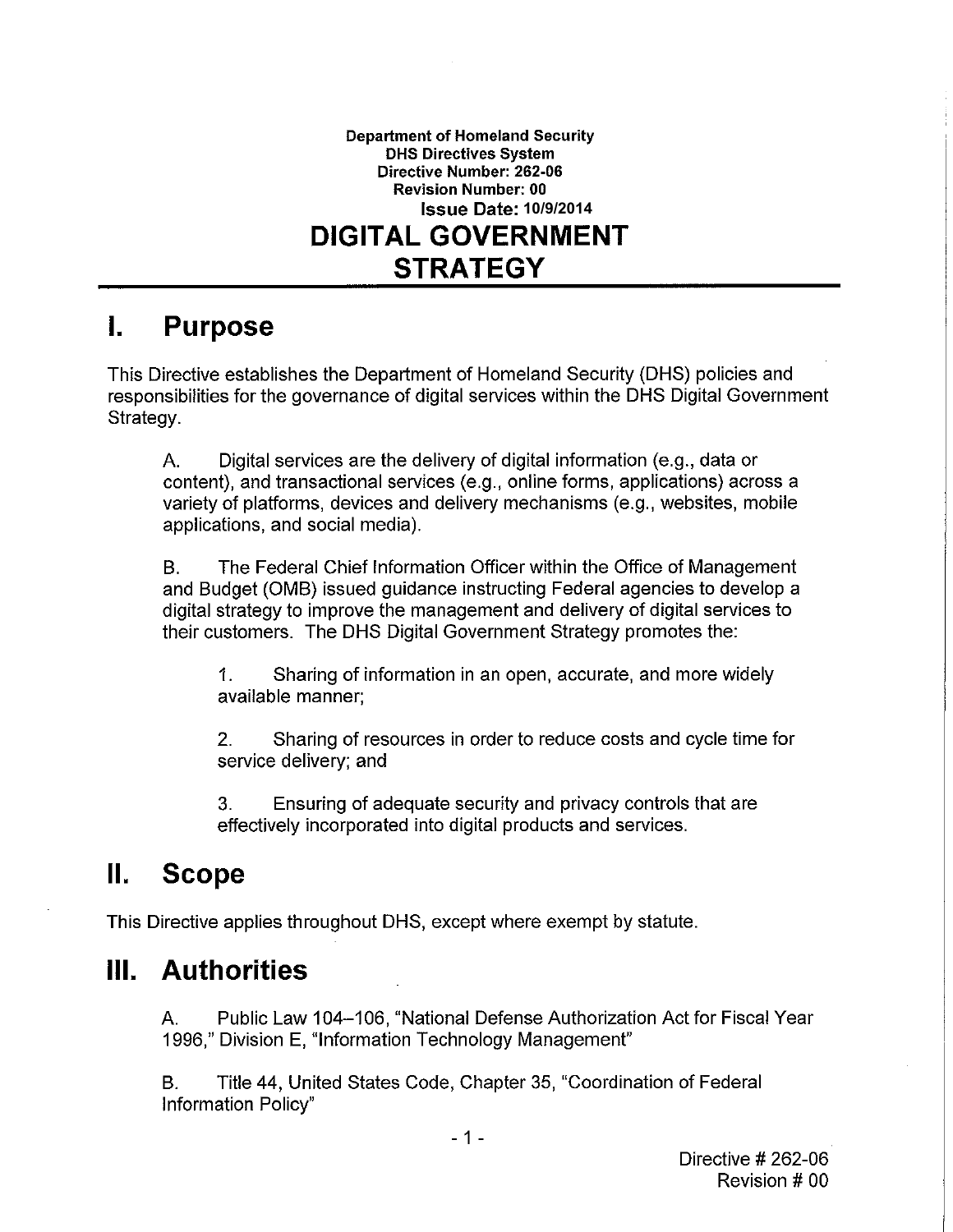**Department of Homeland Security**
**DHS Directives System**
**Directive Number: 262-06**
**Revision Number: 00**
**Issue Date: 10/9/2014**

# DIGITAL GOVERNMENT STRATEGY

## I. Purpose

This Directive establishes the Department of Homeland Security (DHS) policies and responsibilities for the governance of digital services within the DHS Digital Government Strategy.

A. Digital services are the delivery of digital information (e.g., data or content), and transactional services (e.g., online forms, applications) across a variety of platforms, devices and delivery mechanisms (e.g., websites, mobile applications, and social media).

B. The Federal Chief Information Officer within the Office of Management and Budget (OMB) issued guidance instructing Federal agencies to develop a digital strategy to improve the management and delivery of digital services to their customers. The DHS Digital Government Strategy promotes the:

1. Sharing of information in an open, accurate, and more widely available manner;

2. Sharing of resources in order to reduce costs and cycle time for service delivery; and

3. Ensuring of adequate security and privacy controls that are effectively incorporated into digital products and services.

## II. Scope

This Directive applies throughout DHS, except where exempt by statute.

## III. Authorities

A. Public Law 104–106, "National Defense Authorization Act for Fiscal Year 1996," Division E, "Information Technology Management"

B. Title 44, United States Code, Chapter 35, "Coordination of Federal Information Policy"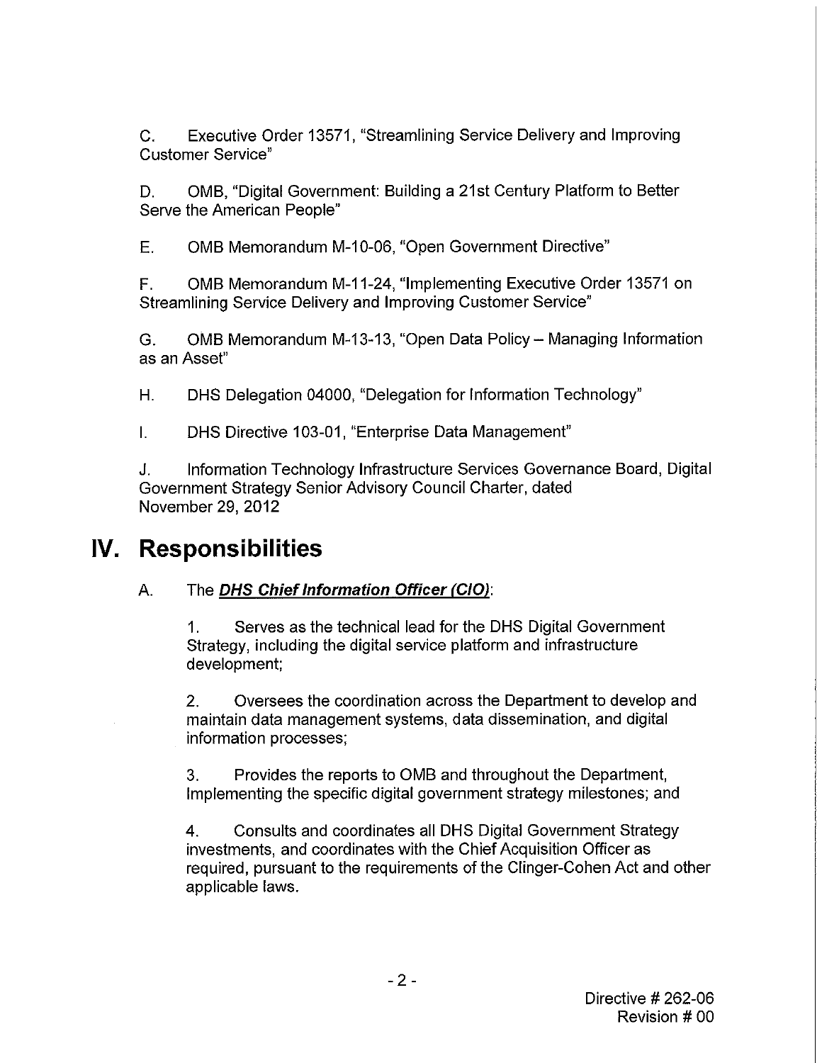C. Executive Order 13571, "Streamlining Service Delivery and Improving Customer Service"

D. OMB, "Digital Government: Building a 21st Century Platform to Better Serve the American People"

E. OMB Memorandum M-10-06, "Open Government Directive"

F. OMB Memorandum M-11-24, "Implementing Executive Order 13571 on Streamlining Service Delivery and Improving Customer Service"

G. OMB Memorandum M-13-13, "Open Data Policy – Managing Information as an Asset"

H. DHS Delegation 04000, "Delegation for Information Technology"

I. DHS Directive 103-01, "Enterprise Data Management"

J. Information Technology Infrastructure Services Governance Board, Digital Government Strategy Senior Advisory Council Charter, dated November 29, 2012

# IV. Responsibilities

A. The ***DHS Chief Information Officer (CIO)***:

1. Serves as the technical lead for the DHS Digital Government Strategy, including the digital service platform and infrastructure development;

2. Oversees the coordination across the Department to develop and maintain data management systems, data dissemination, and digital information processes;

3. Provides the reports to OMB and throughout the Department, Implementing the specific digital government strategy milestones; and

4. Consults and coordinates all DHS Digital Government Strategy investments, and coordinates with the Chief Acquisition Officer as required, pursuant to the requirements of the Clinger-Cohen Act and other applicable laws.

Directive # 262-06
Revision # 00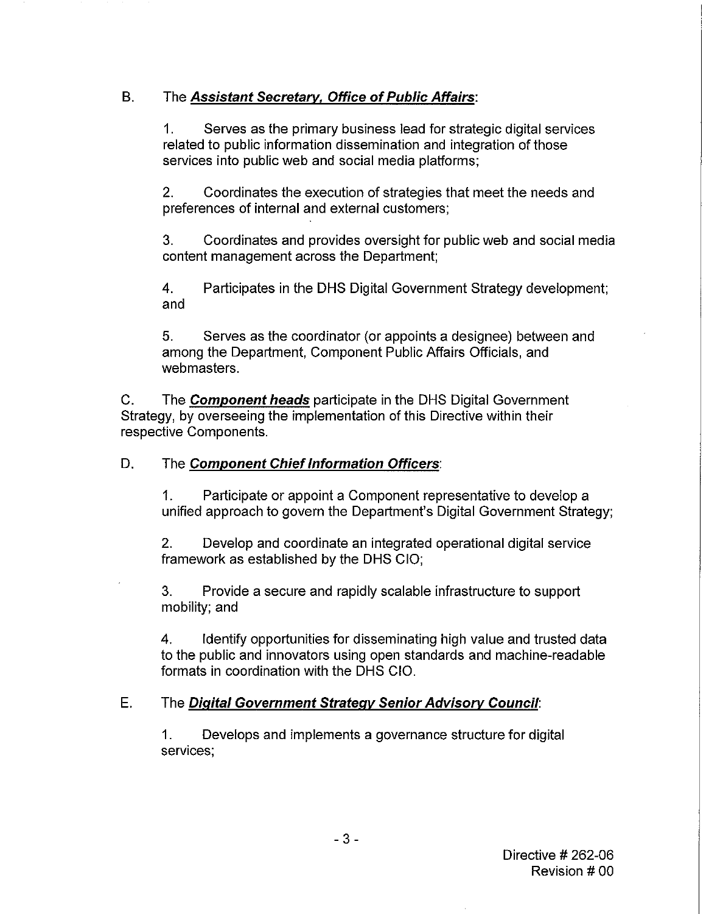B. The ***Assistant Secretary, Office of Public Affairs***:

1. Serves as the primary business lead for strategic digital services related to public information dissemination and integration of those services into public web and social media platforms;

2. Coordinates the execution of strategies that meet the needs and preferences of internal and external customers;

3. Coordinates and provides oversight for public web and social media content management across the Department;

4. Participates in the DHS Digital Government Strategy development; and

5. Serves as the coordinator (or appoints a designee) between and among the Department, Component Public Affairs Officials, and webmasters.

C. The ***Component heads*** participate in the DHS Digital Government Strategy, by overseeing the implementation of this Directive within their respective Components.

D. The ***Component Chief Information Officers***:

1. Participate or appoint a Component representative to develop a unified approach to govern the Department's Digital Government Strategy;

2. Develop and coordinate an integrated operational digital service framework as established by the DHS CIO;

3. Provide a secure and rapidly scalable infrastructure to support mobility; and

4. Identify opportunities for disseminating high value and trusted data to the public and innovators using open standards and machine-readable formats in coordination with the DHS CIO.

E. The ***Digital Government Strategy Senior Advisory Council***:

1. Develops and implements a governance structure for digital services;

Directive # 262-06
Revision # 00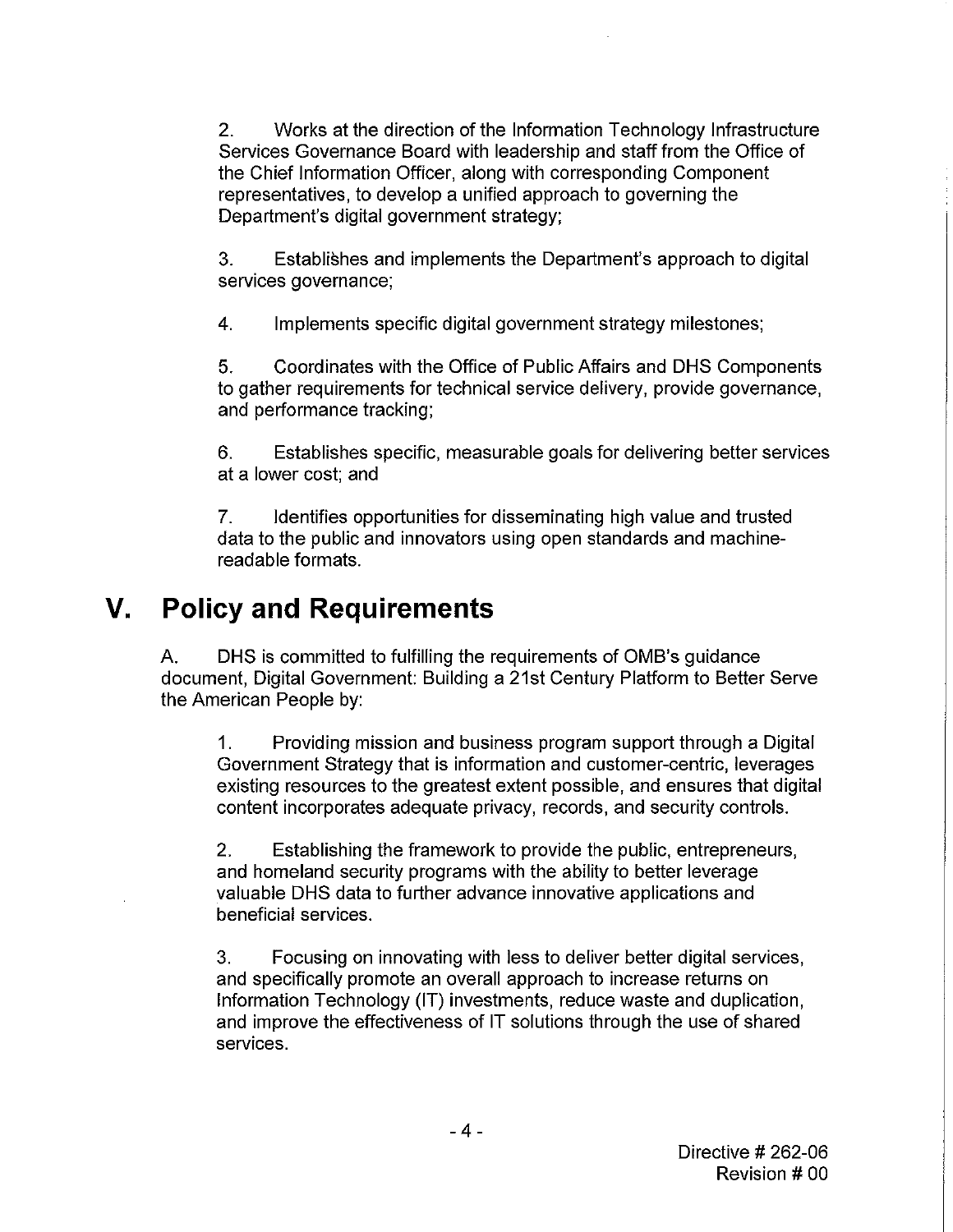2. Works at the direction of the Information Technology Infrastructure Services Governance Board with leadership and staff from the Office of the Chief Information Officer, along with corresponding Component representatives, to develop a unified approach to governing the Department's digital government strategy;

3. Establishes and implements the Department's approach to digital services governance;

4. Implements specific digital government strategy milestones;

5. Coordinates with the Office of Public Affairs and DHS Components to gather requirements for technical service delivery, provide governance, and performance tracking;

6. Establishes specific, measurable goals for delivering better services at a lower cost; and

7. Identifies opportunities for disseminating high value and trusted data to the public and innovators using open standards and machine-readable formats.

# V. Policy and Requirements

A. DHS is committed to fulfilling the requirements of OMB's guidance document, Digital Government: Building a 21st Century Platform to Better Serve the American People by:

1. Providing mission and business program support through a Digital Government Strategy that is information and customer-centric, leverages existing resources to the greatest extent possible, and ensures that digital content incorporates adequate privacy, records, and security controls.

2. Establishing the framework to provide the public, entrepreneurs, and homeland security programs with the ability to better leverage valuable DHS data to further advance innovative applications and beneficial services.

3. Focusing on innovating with less to deliver better digital services, and specifically promote an overall approach to increase returns on Information Technology (IT) investments, reduce waste and duplication, and improve the effectiveness of IT solutions through the use of shared services.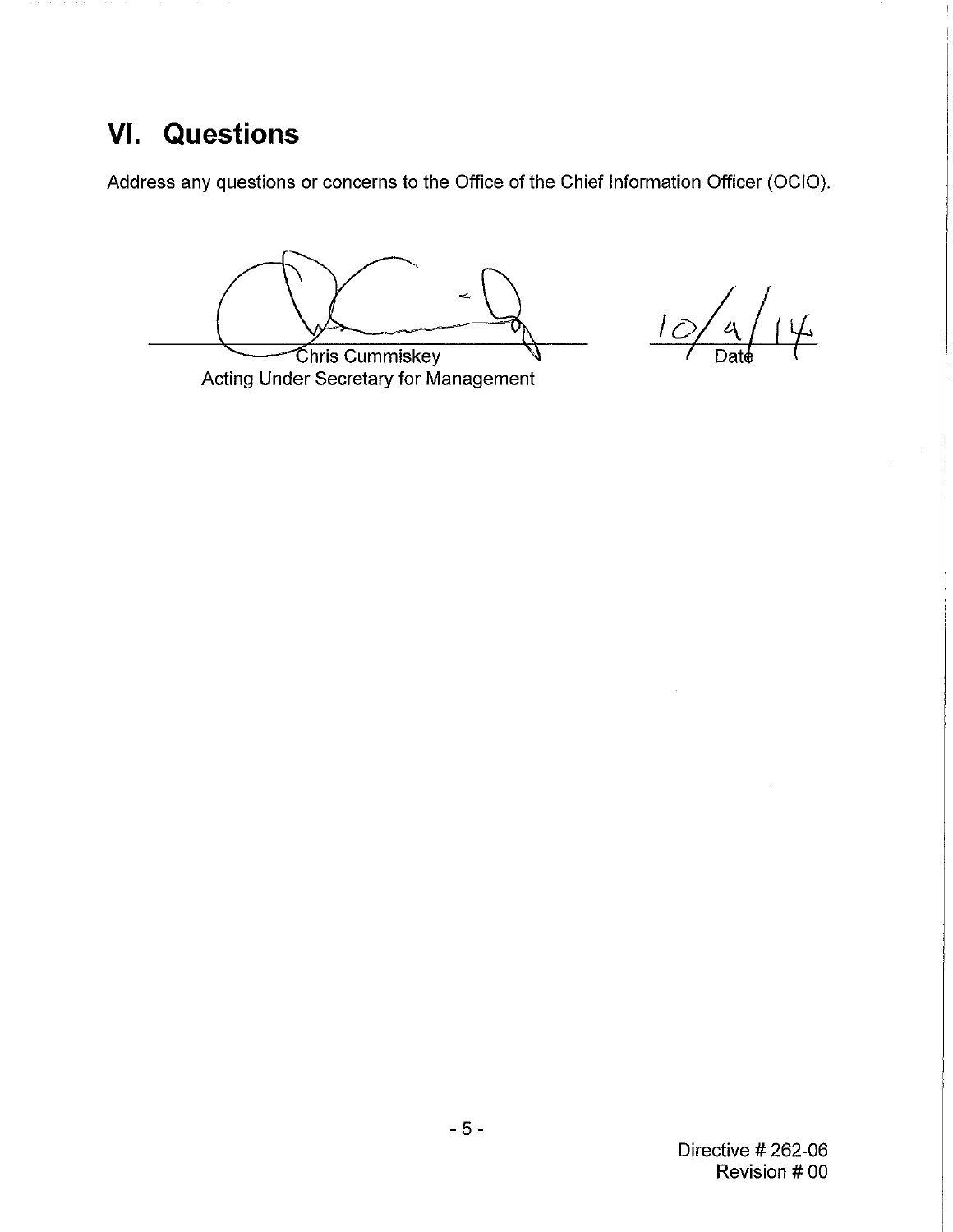## VI. Questions

Address any questions or concerns to the Office of the Chief Information Officer (OCIO).

Chris Cummiskey
Acting Under Secretary for Management

10/9/14
Date

Directive # 262-06
Revision # 00